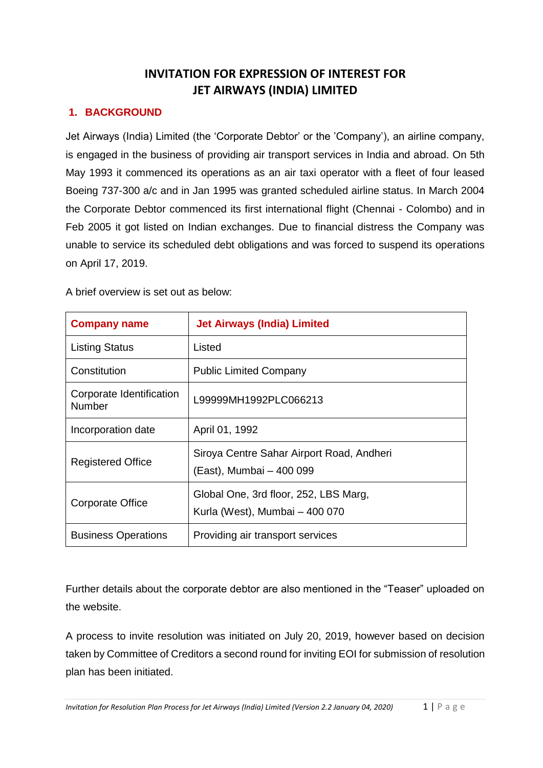# INVITATION FOR EXPRESSION OF INTEREST FOR JET AIRWAYS (INDIA) LIMITED

## 1. BACKGROUND

Jet Airways (India) Limited (the 'Corporate Debtor' or the 'Company'), an airline company, is engaged in the business of providing air transport services in India and abroad. On 5th May 1993 it commenced its operations as an air taxi operator with a fleet of four leased Boeing 737-300 a/c and in Jan 1995 was granted scheduled airline status. In March 2004 the Corporate Debtor commenced its first international flight (Chennai - Colombo) and in Feb 2005 it got listed on Indian exchanges. Due to financial distress the Company was unable to service its scheduled debt obligations and was forced to suspend its operations on April 17, 2019.

A brief overview is set out as below:

| **Company name** | **Jet Airways (India) Limited** |
|---|---|
| Listing Status | Listed |
| Constitution | Public Limited Company |
| Corporate Identification Number | L99999MH1992PLC066213 |
| Incorporation date | April 01, 1992 |
| Registered Office | Siroya Centre Sahar Airport Road, Andheri (East), Mumbai – 400 099 |
| Corporate Office | Global One, 3rd floor, 252, LBS Marg, Kurla (West), Mumbai – 400 070 |
| Business Operations | Providing air transport services |

Further details about the corporate debtor are also mentioned in the "Teaser" uploaded on the website.

A process to invite resolution was initiated on July 20, 2019, however based on decision taken by Committee of Creditors a second round for inviting EOI for submission of resolution plan has been initiated.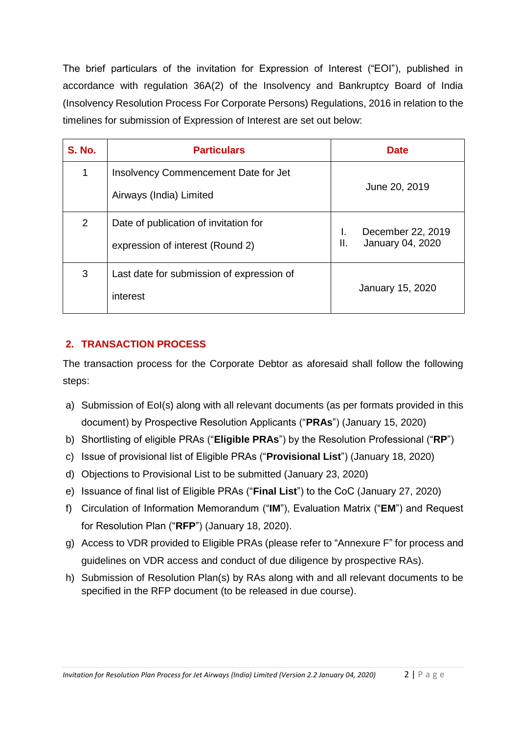The brief particulars of the invitation for Expression of Interest ("EOI"), published in accordance with regulation 36A(2) of the Insolvency and Bankruptcy Board of India (Insolvency Resolution Process For Corporate Persons) Regulations, 2016 in relation to the timelines for submission of Expression of Interest are set out below:

| S. No. | Particulars | Date |
|---|---|---|
| 1 | Insolvency Commencement Date for Jet Airways (India) Limited | June 20, 2019 |
| 2 | Date of publication of invitation for expression of interest (Round 2) | I. December 22, 2019<br>II. January 04, 2020 |
| 3 | Last date for submission of expression of interest | January 15, 2020 |

## 2. TRANSACTION PROCESS

The transaction process for the Corporate Debtor as aforesaid shall follow the following steps:

a) Submission of EoI(s) along with all relevant documents (as per formats provided in this document) by Prospective Resolution Applicants ("**PRAs**") (January 15, 2020)
b) Shortlisting of eligible PRAs ("**Eligible PRAs**") by the Resolution Professional ("**RP**")
c) Issue of provisional list of Eligible PRAs ("**Provisional List**") (January 18, 2020)
d) Objections to Provisional List to be submitted (January 23, 2020)
e) Issuance of final list of Eligible PRAs ("**Final List**") to the CoC (January 27, 2020)
f) Circulation of Information Memorandum ("**IM**"), Evaluation Matrix ("**EM**") and Request for Resolution Plan ("**RFP**") (January 18, 2020).
g) Access to VDR provided to Eligible PRAs (please refer to "Annexure F" for process and guidelines on VDR access and conduct of due diligence by prospective RAs).
h) Submission of Resolution Plan(s) by RAs along with and all relevant documents to be specified in the RFP document (to be released in due course).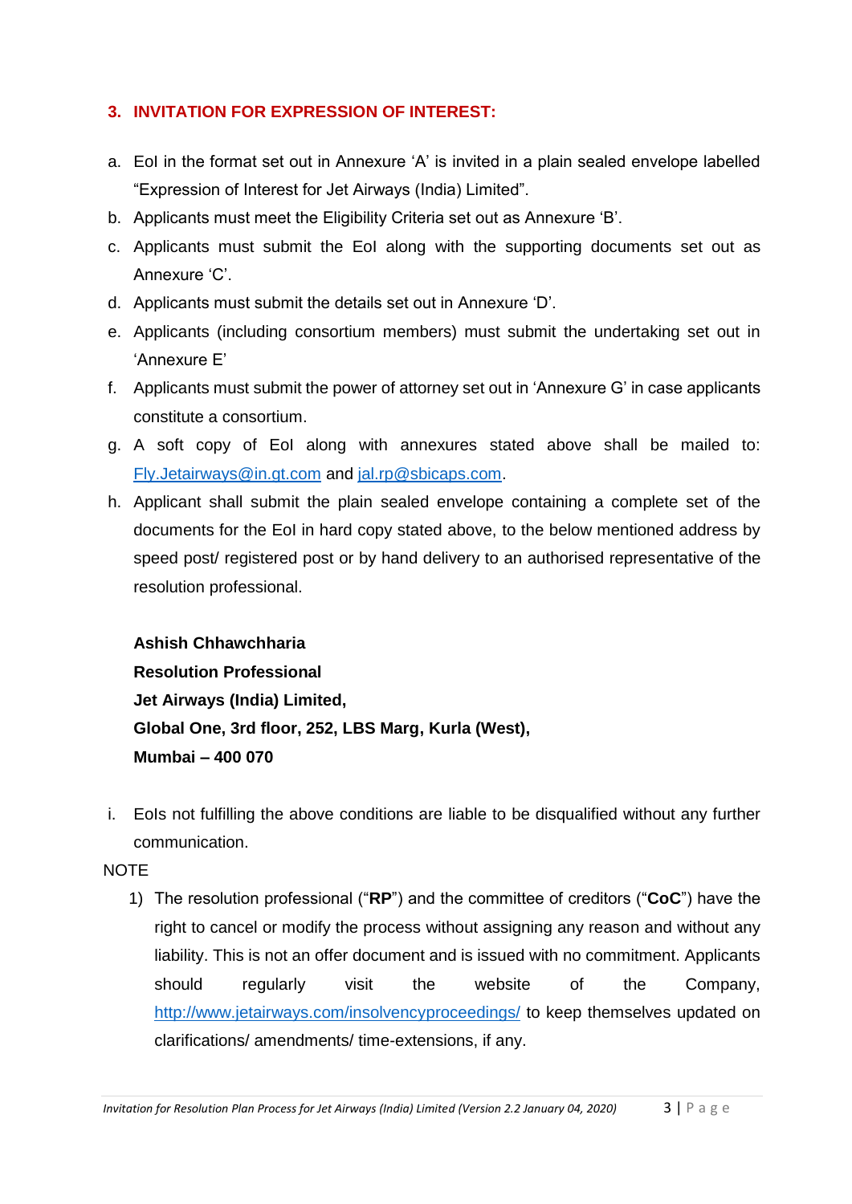## 3. INVITATION FOR EXPRESSION OF INTEREST:

a. EoI in the format set out in Annexure 'A' is invited in a plain sealed envelope labelled "Expression of Interest for Jet Airways (India) Limited".

b. Applicants must meet the Eligibility Criteria set out as Annexure 'B'.

c. Applicants must submit the EoI along with the supporting documents set out as Annexure 'C'.

d. Applicants must submit the details set out in Annexure 'D'.

e. Applicants (including consortium members) must submit the undertaking set out in 'Annexure E'

f. Applicants must submit the power of attorney set out in 'Annexure G' in case applicants constitute a consortium.

g. A soft copy of EoI along with annexures stated above shall be mailed to: Fly.Jetairways@in.gt.com and jal.rp@sbicaps.com.

h. Applicant shall submit the plain sealed envelope containing a complete set of the documents for the EoI in hard copy stated above, to the below mentioned address by speed post/ registered post or by hand delivery to an authorised representative of the resolution professional.

**Ashish Chhawchharia**
**Resolution Professional**
**Jet Airways (India) Limited,**
**Global One, 3rd floor, 252, LBS Marg, Kurla (West),**
**Mumbai – 400 070**

i. EoIs not fulfilling the above conditions are liable to be disqualified without any further communication.

NOTE

1) The resolution professional ("**RP**") and the committee of creditors ("**CoC**") have the right to cancel or modify the process without assigning any reason and without any liability. This is not an offer document and is issued with no commitment. Applicants should regularly visit the website of the Company, http://www.jetairways.com/insolvencyproceedings/ to keep themselves updated on clarifications/ amendments/ time-extensions, if any.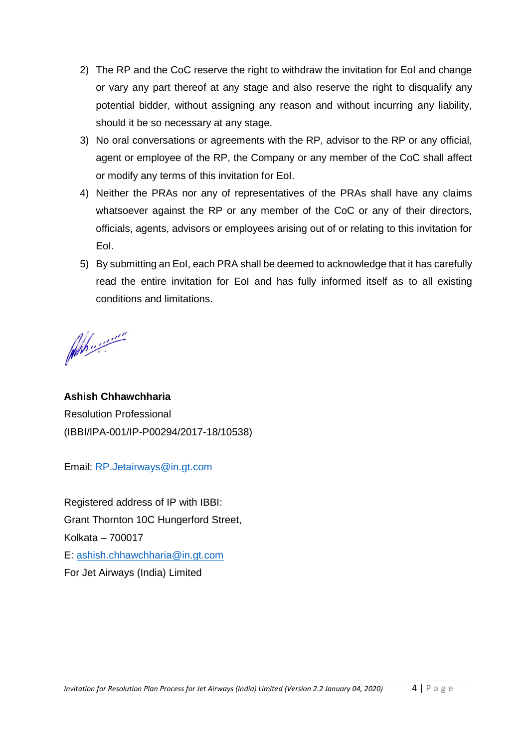2) The RP and the CoC reserve the right to withdraw the invitation for EoI and change or vary any part thereof at any stage and also reserve the right to disqualify any potential bidder, without assigning any reason and without incurring any liability, should it be so necessary at any stage.
3) No oral conversations or agreements with the RP, advisor to the RP or any official, agent or employee of the RP, the Company or any member of the CoC shall affect or modify any terms of this invitation for EoI.
4) Neither the PRAs nor any of representatives of the PRAs shall have any claims whatsoever against the RP or any member of the CoC or any of their directors, officials, agents, advisors or employees arising out of or relating to this invitation for EoI.
5) By submitting an EoI, each PRA shall be deemed to acknowledge that it has carefully read the entire invitation for EoI and has fully informed itself as to all existing conditions and limitations.

**Ashish Chhawchharia**
Resolution Professional
(IBBI/IPA-001/IP-P00294/2017-18/10538)

Email: RP.Jetairways@in.gt.com

Registered address of IP with IBBI:
Grant Thornton 10C Hungerford Street,
Kolkata – 700017
E: ashish.chhawchharia@in.gt.com
For Jet Airways (India) Limited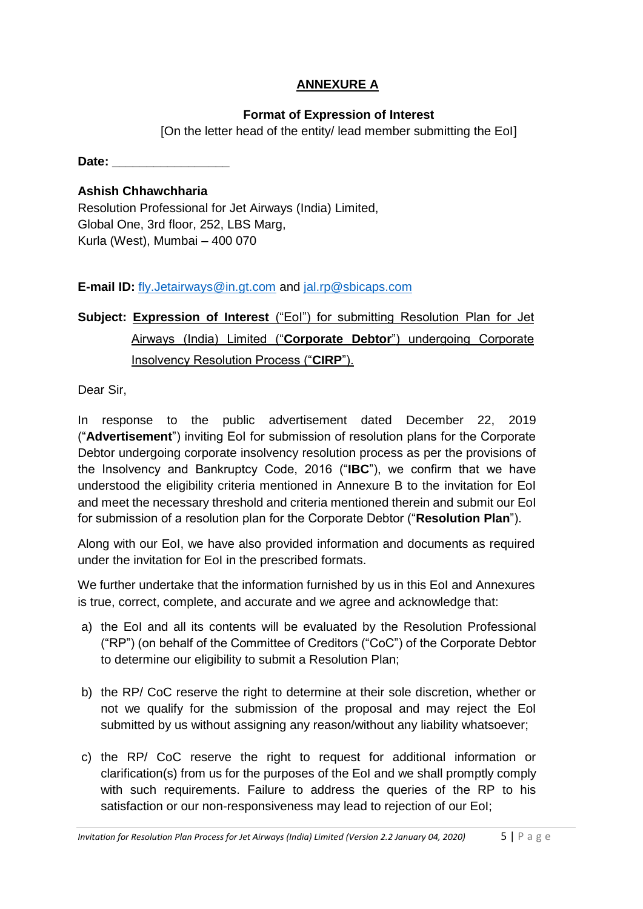## ANNEXURE A

**Format of Expression of Interest**

[On the letter head of the entity/ lead member submitting the EoI]

**Date:** ________________

**Ashish Chhawchharia**
Resolution Professional for Jet Airways (India) Limited,
Global One, 3rd floor, 252, LBS Marg,
Kurla (West), Mumbai – 400 070

**E-mail ID:** fly.Jetairways@in.gt.com and jal.rp@sbicaps.com

**Subject:** Expression of Interest ("EoI") for submitting Resolution Plan for Jet Airways (India) Limited ("**Corporate Debtor**") undergoing Corporate Insolvency Resolution Process ("**CIRP**").

Dear Sir,

In response to the public advertisement dated December 22, 2019 ("**Advertisement**") inviting EoI for submission of resolution plans for the Corporate Debtor undergoing corporate insolvency resolution process as per the provisions of the Insolvency and Bankruptcy Code, 2016 ("**IBC**"), we confirm that we have understood the eligibility criteria mentioned in Annexure B to the invitation for EoI and meet the necessary threshold and criteria mentioned therein and submit our EoI for submission of a resolution plan for the Corporate Debtor ("**Resolution Plan**").

Along with our EoI, we have also provided information and documents as required under the invitation for EoI in the prescribed formats.

We further undertake that the information furnished by us in this EoI and Annexures is true, correct, complete, and accurate and we agree and acknowledge that:

a) the EoI and all its contents will be evaluated by the Resolution Professional ("RP") (on behalf of the Committee of Creditors ("CoC") of the Corporate Debtor to determine our eligibility to submit a Resolution Plan;

b) the RP/ CoC reserve the right to determine at their sole discretion, whether or not we qualify for the submission of the proposal and may reject the EoI submitted by us without assigning any reason/without any liability whatsoever;

c) the RP/ CoC reserve the right to request for additional information or clarification(s) from us for the purposes of the EoI and we shall promptly comply with such requirements. Failure to address the queries of the RP to his satisfaction or our non-responsiveness may lead to rejection of our EoI;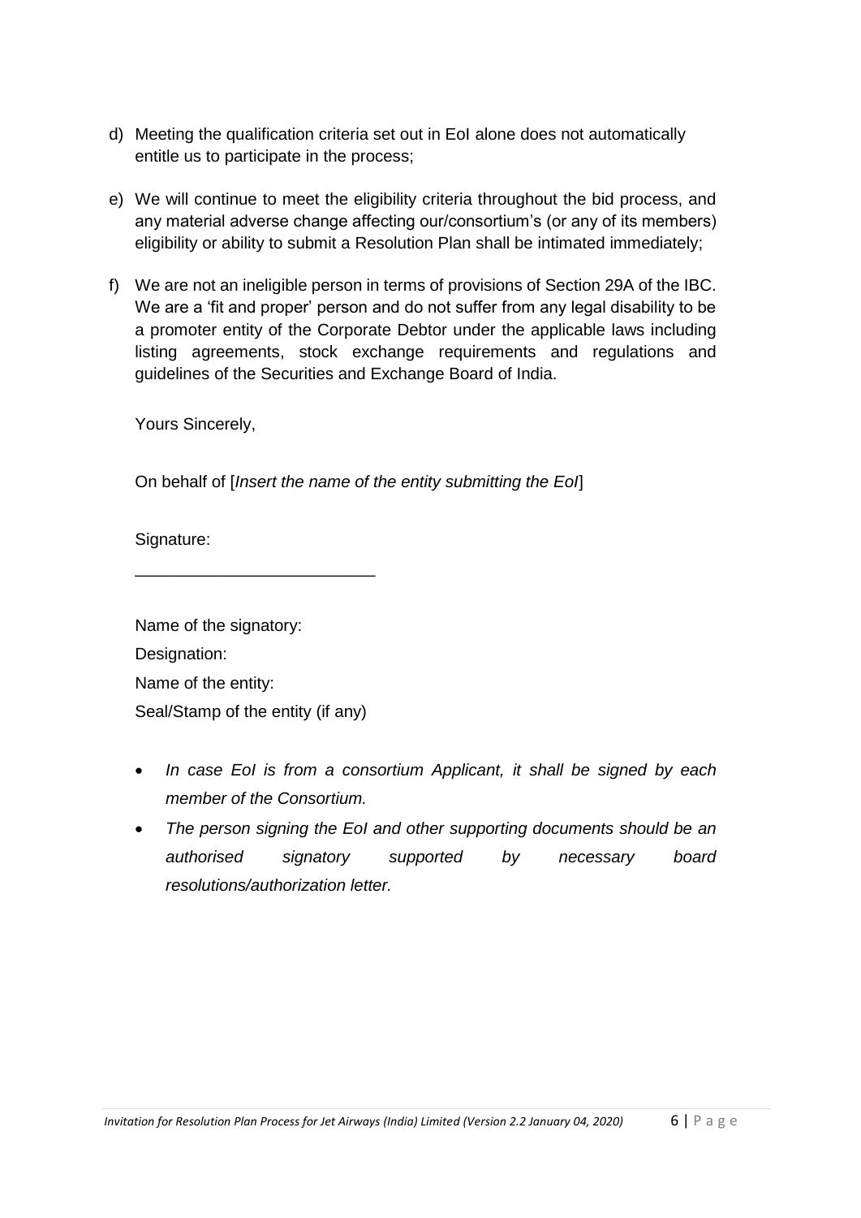d) Meeting the qualification criteria set out in EoI alone does not automatically entitle us to participate in the process;

e) We will continue to meet the eligibility criteria throughout the bid process, and any material adverse change affecting our/consortium's (or any of its members) eligibility or ability to submit a Resolution Plan shall be intimated immediately;

f) We are not an ineligible person in terms of provisions of Section 29A of the IBC. We are a 'fit and proper' person and do not suffer from any legal disability to be a promoter entity of the Corporate Debtor under the applicable laws including listing agreements, stock exchange requirements and regulations and guidelines of the Securities and Exchange Board of India.

Yours Sincerely,

On behalf of [*Insert the name of the entity submitting the EoI*]

Signature:

___________________________

Name of the signatory:

Designation:

Name of the entity:

Seal/Stamp of the entity (if any)

- *In case EoI is from a consortium Applicant, it shall be signed by each member of the Consortium.*
- *The person signing the EoI and other supporting documents should be an authorised signatory supported by necessary board resolutions/authorization letter.*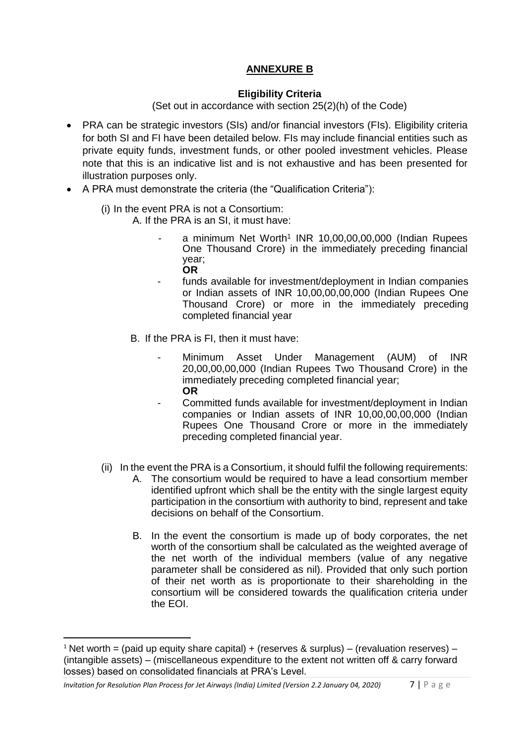## ANNEXURE B

### Eligibility Criteria

(Set out in accordance with section 25(2)(h) of the Code)

- PRA can be strategic investors (SIs) and/or financial investors (FIs). Eligibility criteria for both SI and FI have been detailed below. FIs may include financial entities such as private equity funds, investment funds, or other pooled investment vehicles. Please note that this is an indicative list and is not exhaustive and has been presented for illustration purposes only.
- A PRA must demonstrate the criteria (the "Qualification Criteria"):

  (i) In the event PRA is not a Consortium:

  A. If the PRA is an SI, it must have:

  - a minimum Net Worth[1] INR 10,00,00,00,000 (Indian Rupees One Thousand Crore) in the immediately preceding financial year;

    **OR**

  - funds available for investment/deployment in Indian companies or Indian assets of INR 10,00,00,00,000 (Indian Rupees One Thousand Crore) or more in the immediately preceding completed financial year

  B. If the PRA is FI, then it must have:

  - Minimum Asset Under Management (AUM) of INR 20,00,00,00,000 (Indian Rupees Two Thousand Crore) in the immediately preceding completed financial year;

    **OR**

  - Committed funds available for investment/deployment in Indian companies or Indian assets of INR 10,00,00,00,000 (Indian Rupees One Thousand Crore or more in the immediately preceding completed financial year.

  (ii) In the event the PRA is a Consortium, it should fulfil the following requirements:

  A. The consortium would be required to have a lead consortium member identified upfront which shall be the entity with the single largest equity participation in the consortium with authority to bind, represent and take decisions on behalf of the Consortium.

  B. In the event the consortium is made up of body corporates, the net worth of the consortium shall be calculated as the weighted average of the net worth of the individual members (value of any negative parameter shall be considered as nil). Provided that only such portion of their net worth as is proportionate to their shareholding in the consortium will be considered towards the qualification criteria under the EOI.

---

[1] Net worth = (paid up equity share capital) + (reserves & surplus) – (revaluation reserves) – (intangible assets) – (miscellaneous expenditure to the extent not written off & carry forward losses) based on consolidated financials at PRA's Level.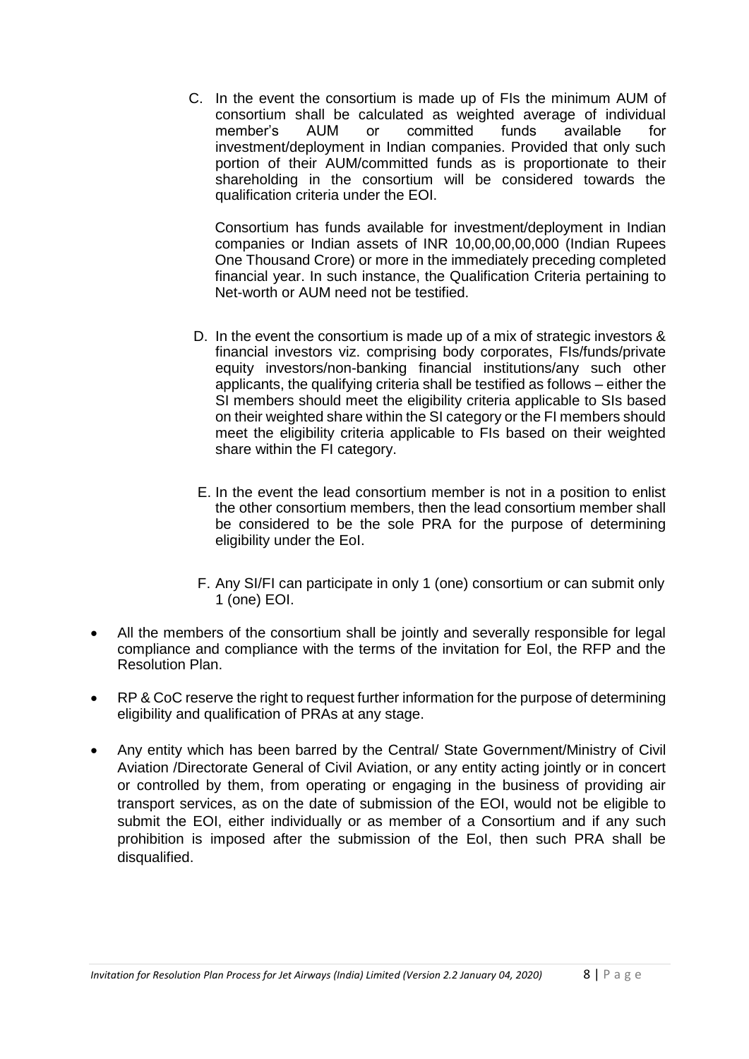C. In the event the consortium is made up of FIs the minimum AUM of consortium shall be calculated as weighted average of individual member's AUM or committed funds available for investment/deployment in Indian companies. Provided that only such portion of their AUM/committed funds as is proportionate to their shareholding in the consortium will be considered towards the qualification criteria under the EOI.

   Consortium has funds available for investment/deployment in Indian companies or Indian assets of INR 10,00,00,00,000 (Indian Rupees One Thousand Crore) or more in the immediately preceding completed financial year. In such instance, the Qualification Criteria pertaining to Net-worth or AUM need not be testified.

D. In the event the consortium is made up of a mix of strategic investors & financial investors viz. comprising body corporates, FIs/funds/private equity investors/non-banking financial institutions/any such other applicants, the qualifying criteria shall be testified as follows – either the SI members should meet the eligibility criteria applicable to SIs based on their weighted share within the SI category or the FI members should meet the eligibility criteria applicable to FIs based on their weighted share within the FI category.

E. In the event the lead consortium member is not in a position to enlist the other consortium members, then the lead consortium member shall be considered to be the sole PRA for the purpose of determining eligibility under the EoI.

F. Any SI/FI can participate in only 1 (one) consortium or can submit only 1 (one) EOI.

- All the members of the consortium shall be jointly and severally responsible for legal compliance and compliance with the terms of the invitation for EoI, the RFP and the Resolution Plan.
- RP & CoC reserve the right to request further information for the purpose of determining eligibility and qualification of PRAs at any stage.
- Any entity which has been barred by the Central/ State Government/Ministry of Civil Aviation /Directorate General of Civil Aviation, or any entity acting jointly or in concert or controlled by them, from operating or engaging in the business of providing air transport services, as on the date of submission of the EOI, would not be eligible to submit the EOI, either individually or as member of a Consortium and if any such prohibition is imposed after the submission of the EoI, then such PRA shall be disqualified.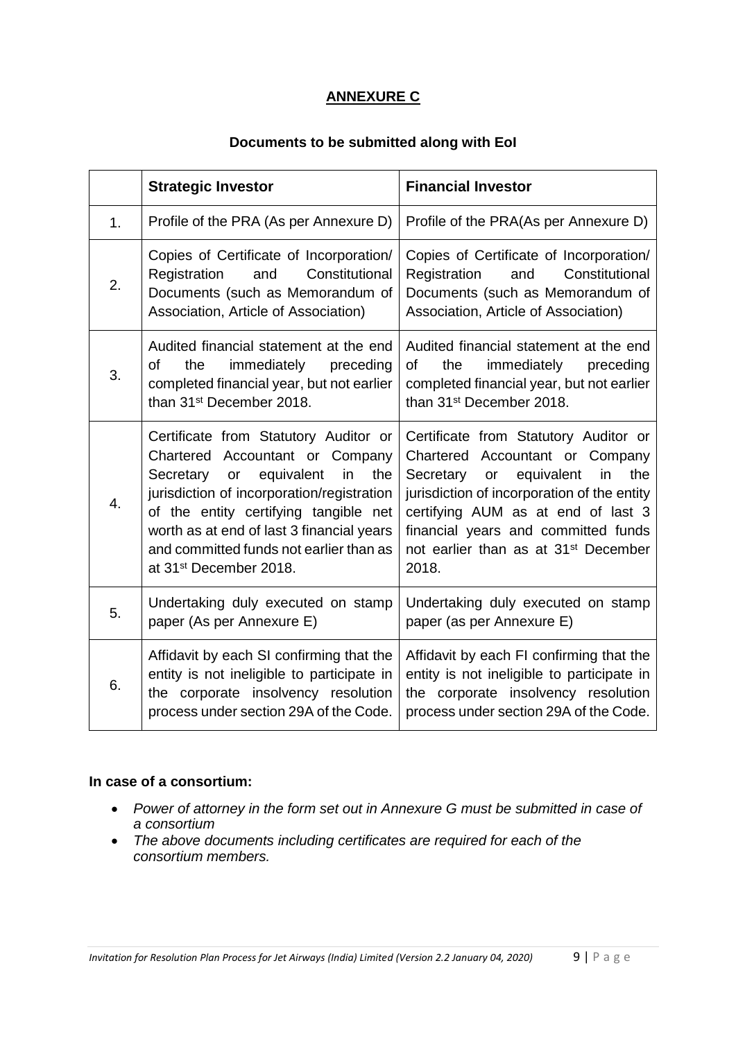# ANNEXURE C

## Documents to be submitted along with EoI

| | Strategic Investor | Financial Investor |
|---|---|---|
| 1. | Profile of the PRA (As per Annexure D) | Profile of the PRA(As per Annexure D) |
| 2. | Copies of Certificate of Incorporation/ Registration and Constitutional Documents (such as Memorandum of Association, Article of Association) | Copies of Certificate of Incorporation/ Registration and Constitutional Documents (such as Memorandum of Association, Article of Association) |
| 3. | Audited financial statement at the end of the immediately preceding completed financial year, but not earlier than 31st December 2018. | Audited financial statement at the end of the immediately preceding completed financial year, but not earlier than 31st December 2018. |
| 4. | Certificate from Statutory Auditor or Chartered Accountant or Company Secretary or equivalent in the jurisdiction of incorporation/registration of the entity certifying tangible net worth as at end of last 3 financial years and committed funds not earlier than as at 31st December 2018. | Certificate from Statutory Auditor or Chartered Accountant or Company Secretary or equivalent in the jurisdiction of incorporation of the entity certifying AUM as at end of last 3 financial years and committed funds not earlier than as at 31st December 2018. |
| 5. | Undertaking duly executed on stamp paper (As per Annexure E) | Undertaking duly executed on stamp paper (as per Annexure E) |
| 6. | Affidavit by each SI confirming that the entity is not ineligible to participate in the corporate insolvency resolution process under section 29A of the Code. | Affidavit by each FI confirming that the entity is not ineligible to participate in the corporate insolvency resolution process under section 29A of the Code. |

**In case of a consortium:**

- *Power of attorney in the form set out in Annexure G must be submitted in case of a consortium*
- *The above documents including certificates are required for each of the consortium members.*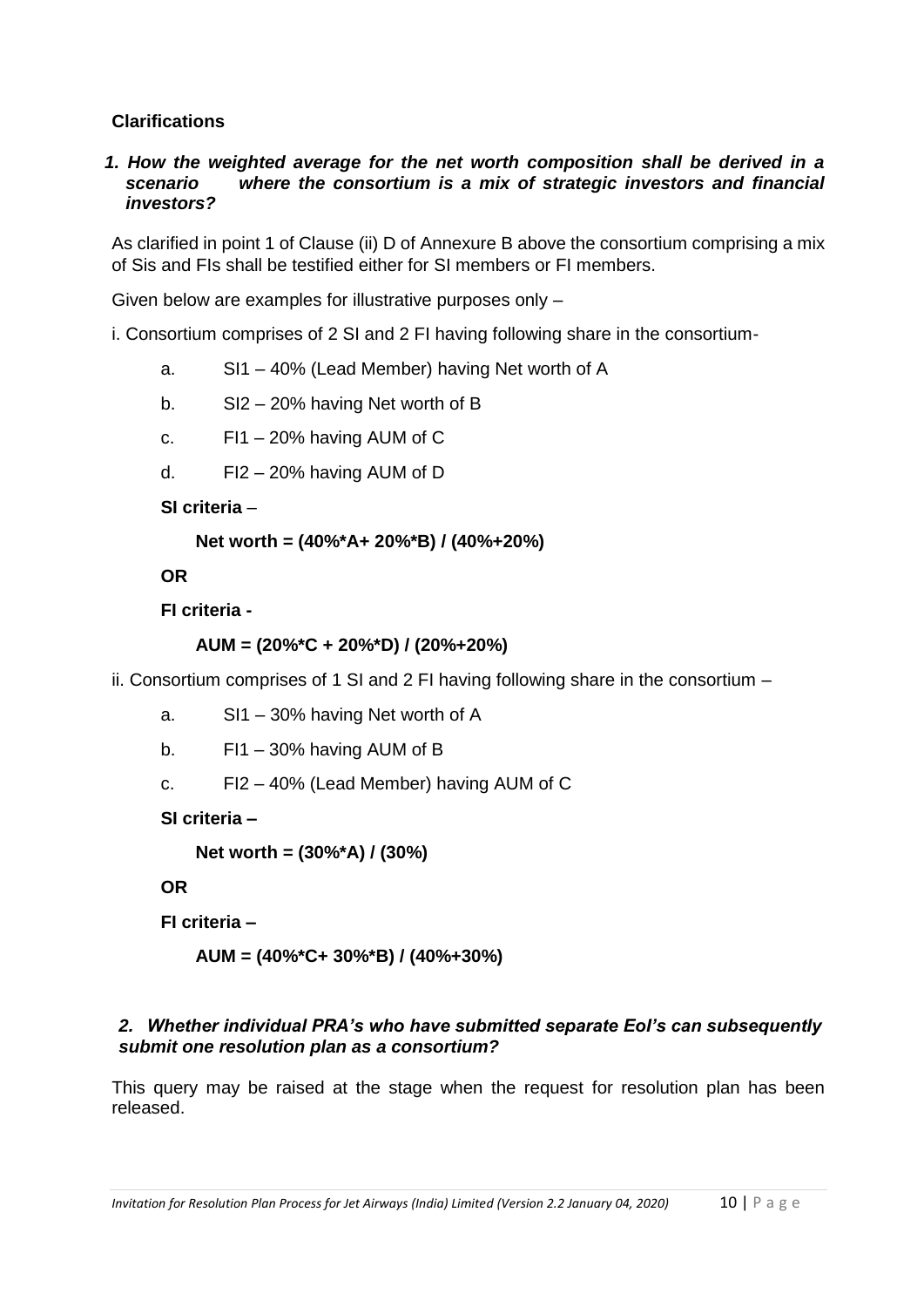**Clarifications**

***1. How the weighted average for the net worth composition shall be derived in a scenario where the consortium is a mix of strategic investors and financial investors?***

As clarified in point 1 of Clause (ii) D of Annexure B above the consortium comprising a mix of Sis and FIs shall be testified either for SI members or FI members.

Given below are examples for illustrative purposes only –

i. Consortium comprises of 2 SI and 2 FI having following share in the consortium-

a. SI1 – 40% (Lead Member) having Net worth of A

b. SI2 – 20% having Net worth of B

c. FI1 – 20% having AUM of C

d. FI2 – 20% having AUM of D

**SI criteria** –

**Net worth = (40%*A+ 20%*B) / (40%+20%)**

**OR**

**FI criteria -**

**AUM = (20%*C + 20%*D) / (20%+20%)**

ii. Consortium comprises of 1 SI and 2 FI having following share in the consortium –

a. SI1 – 30% having Net worth of A

b. FI1 – 30% having AUM of B

c. FI2 – 40% (Lead Member) having AUM of C

**SI criteria –**

**Net worth = (30%*A) / (30%)**

**OR**

**FI criteria –**

**AUM = (40%*C+ 30%*B) / (40%+30%)**

***2. Whether individual PRA's who have submitted separate EoI's can subsequently submit one resolution plan as a consortium?***

This query may be raised at the stage when the request for resolution plan has been released.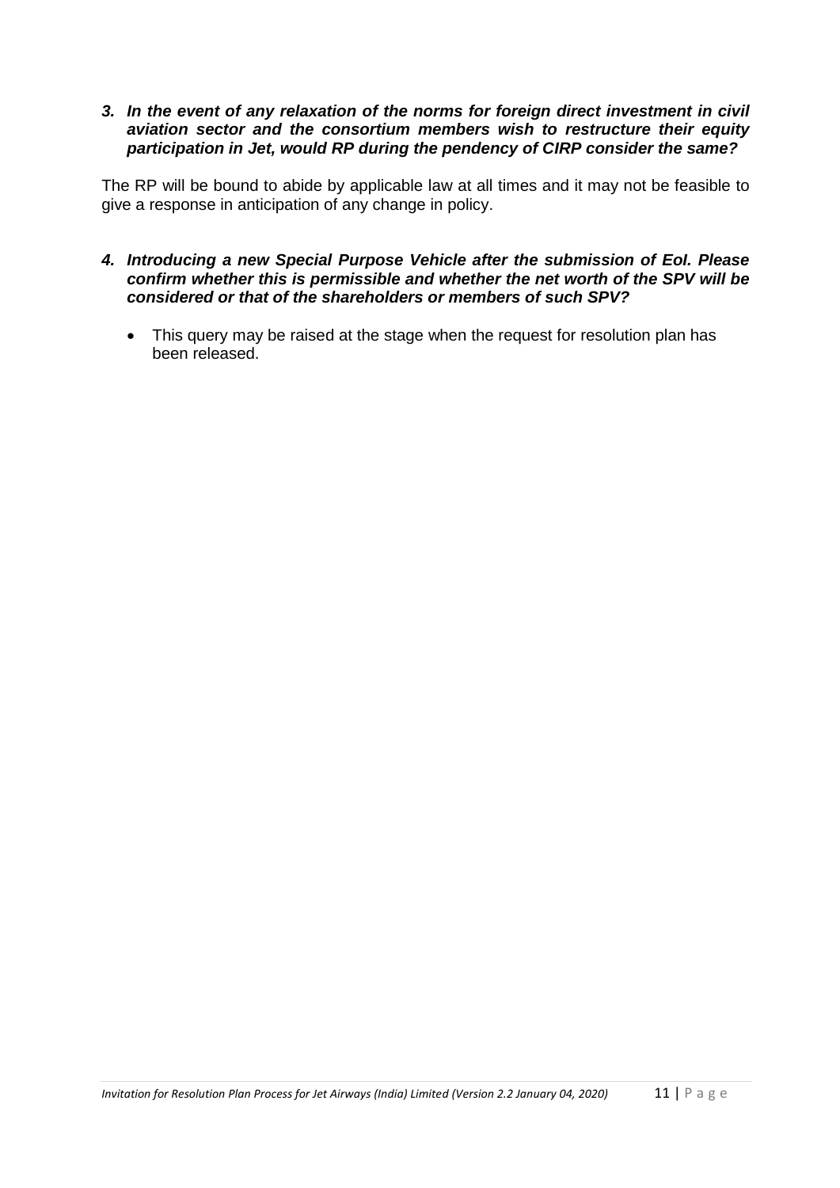***3. In the event of any relaxation of the norms for foreign direct investment in civil aviation sector and the consortium members wish to restructure their equity participation in Jet, would RP during the pendency of CIRP consider the same?***

The RP will be bound to abide by applicable law at all times and it may not be feasible to give a response in anticipation of any change in policy.

***4. Introducing a new Special Purpose Vehicle after the submission of EoI. Please confirm whether this is permissible and whether the net worth of the SPV will be considered or that of the shareholders or members of such SPV?***

- This query may be raised at the stage when the request for resolution plan has been released.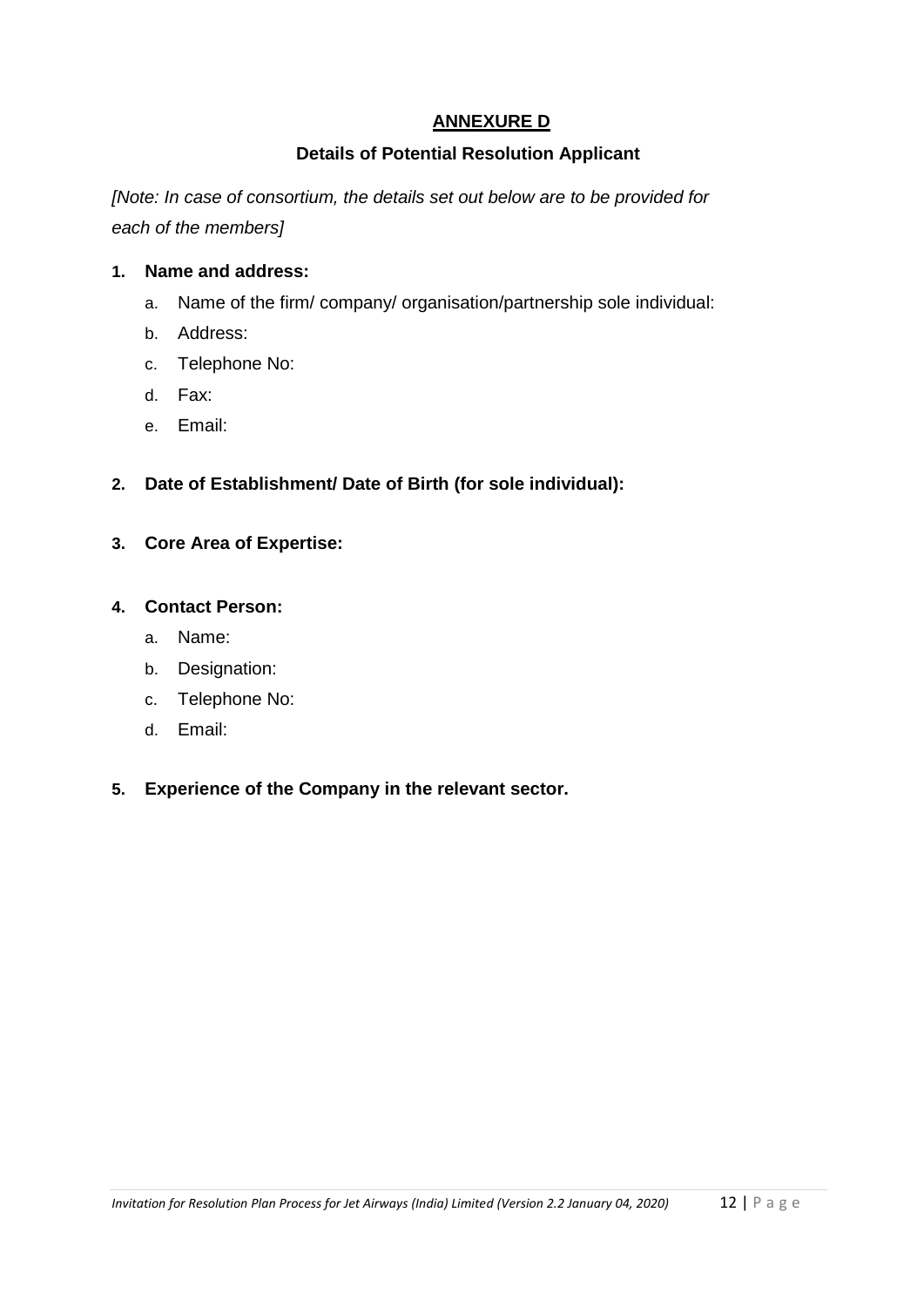## ANNEXURE D

### Details of Potential Resolution Applicant

*[Note: In case of consortium, the details set out below are to be provided for each of the members]*

1. **Name and address:**
   a. Name of the firm/ company/ organisation/partnership sole individual:
   b. Address:
   c. Telephone No:
   d. Fax:
   e. Email:

2. **Date of Establishment/ Date of Birth (for sole individual):**

3. **Core Area of Expertise:**

4. **Contact Person:**
   a. Name:
   b. Designation:
   c. Telephone No:
   d. Email:

5. **Experience of the Company in the relevant sector.**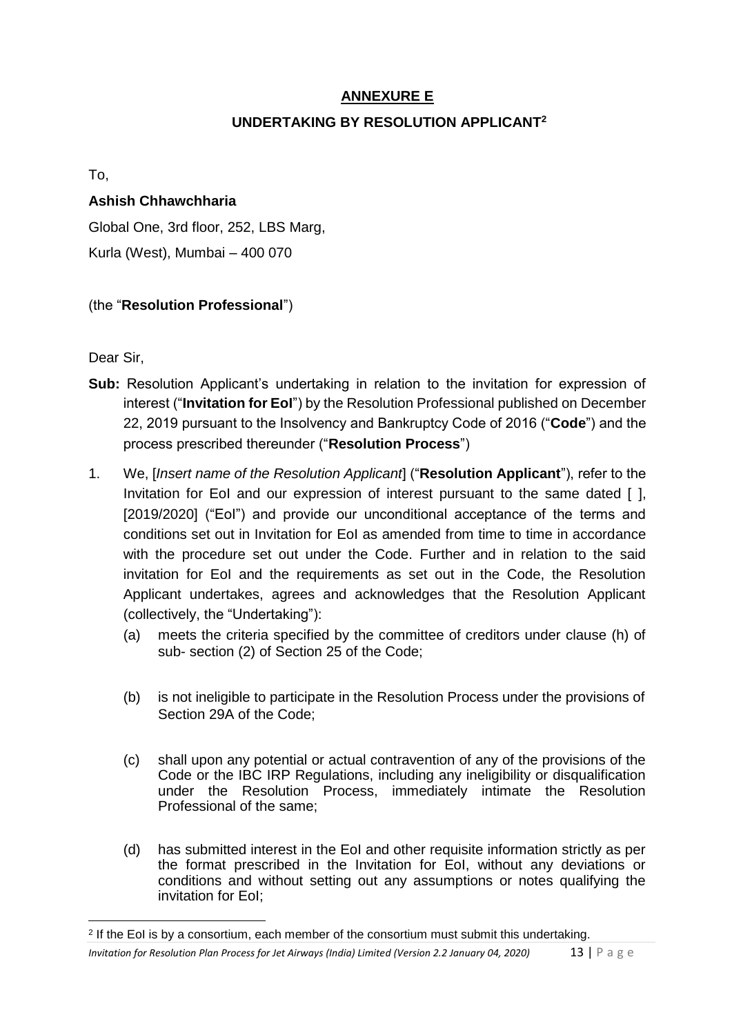## ANNEXURE E

## UNDERTAKING BY RESOLUTION APPLICANT[2]

To,

**Ashish Chhawchharia**

Global One, 3rd floor, 252, LBS Marg,

Kurla (West), Mumbai – 400 070

(the "**Resolution Professional**")

Dear Sir,

**Sub:** Resolution Applicant's undertaking in relation to the invitation for expression of interest ("**Invitation for EoI**") by the Resolution Professional published on December 22, 2019 pursuant to the Insolvency and Bankruptcy Code of 2016 ("**Code**") and the process prescribed thereunder ("**Resolution Process**")

1. We, [*Insert name of the Resolution Applicant*] ("**Resolution Applicant**"), refer to the Invitation for EoI and our expression of interest pursuant to the same dated [ ], [2019/2020] ("EoI") and provide our unconditional acceptance of the terms and conditions set out in Invitation for EoI as amended from time to time in accordance with the procedure set out under the Code. Further and in relation to the said invitation for EoI and the requirements as set out in the Code, the Resolution Applicant undertakes, agrees and acknowledges that the Resolution Applicant (collectively, the "Undertaking"):

   (a) meets the criteria specified by the committee of creditors under clause (h) of sub- section (2) of Section 25 of the Code;

   (b) is not ineligible to participate in the Resolution Process under the provisions of Section 29A of the Code;

   (c) shall upon any potential or actual contravention of any of the provisions of the Code or the IBC IRP Regulations, including any ineligibility or disqualification under the Resolution Process, immediately intimate the Resolution Professional of the same;

   (d) has submitted interest in the EoI and other requisite information strictly as per the format prescribed in the Invitation for EoI, without any deviations or conditions and without setting out any assumptions or notes qualifying the invitation for EoI;

[2] If the EoI is by a consortium, each member of the consortium must submit this undertaking.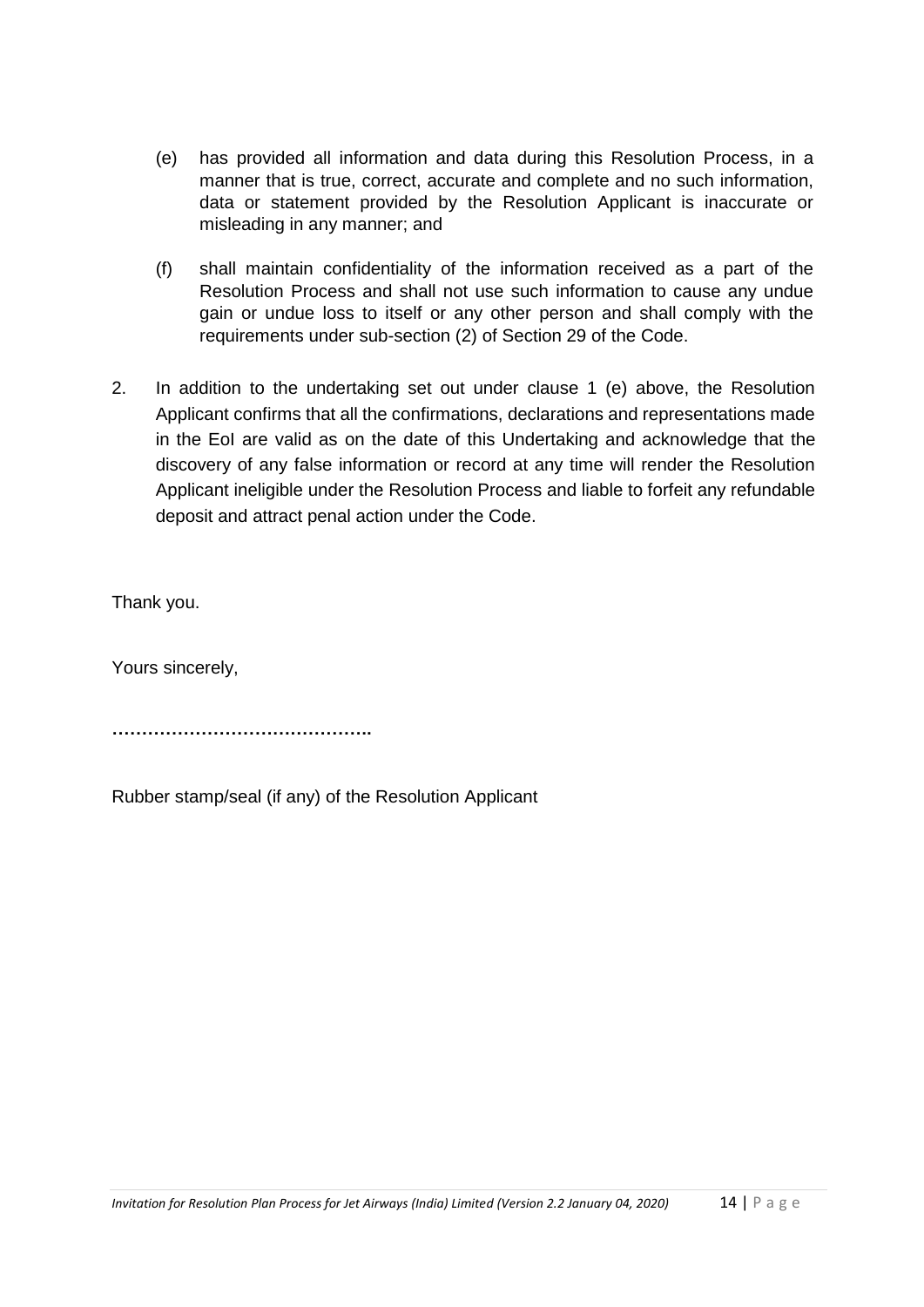(e) has provided all information and data during this Resolution Process, in a manner that is true, correct, accurate and complete and no such information, data or statement provided by the Resolution Applicant is inaccurate or misleading in any manner; and

(f) shall maintain confidentiality of the information received as a part of the Resolution Process and shall not use such information to cause any undue gain or undue loss to itself or any other person and shall comply with the requirements under sub-section (2) of Section 29 of the Code.

2. In addition to the undertaking set out under clause 1 (e) above, the Resolution Applicant confirms that all the confirmations, declarations and representations made in the EoI are valid as on the date of this Undertaking and acknowledge that the discovery of any false information or record at any time will render the Resolution Applicant ineligible under the Resolution Process and liable to forfeit any refundable deposit and attract penal action under the Code.

Thank you.

Yours sincerely,

……………………………………..

Rubber stamp/seal (if any) of the Resolution Applicant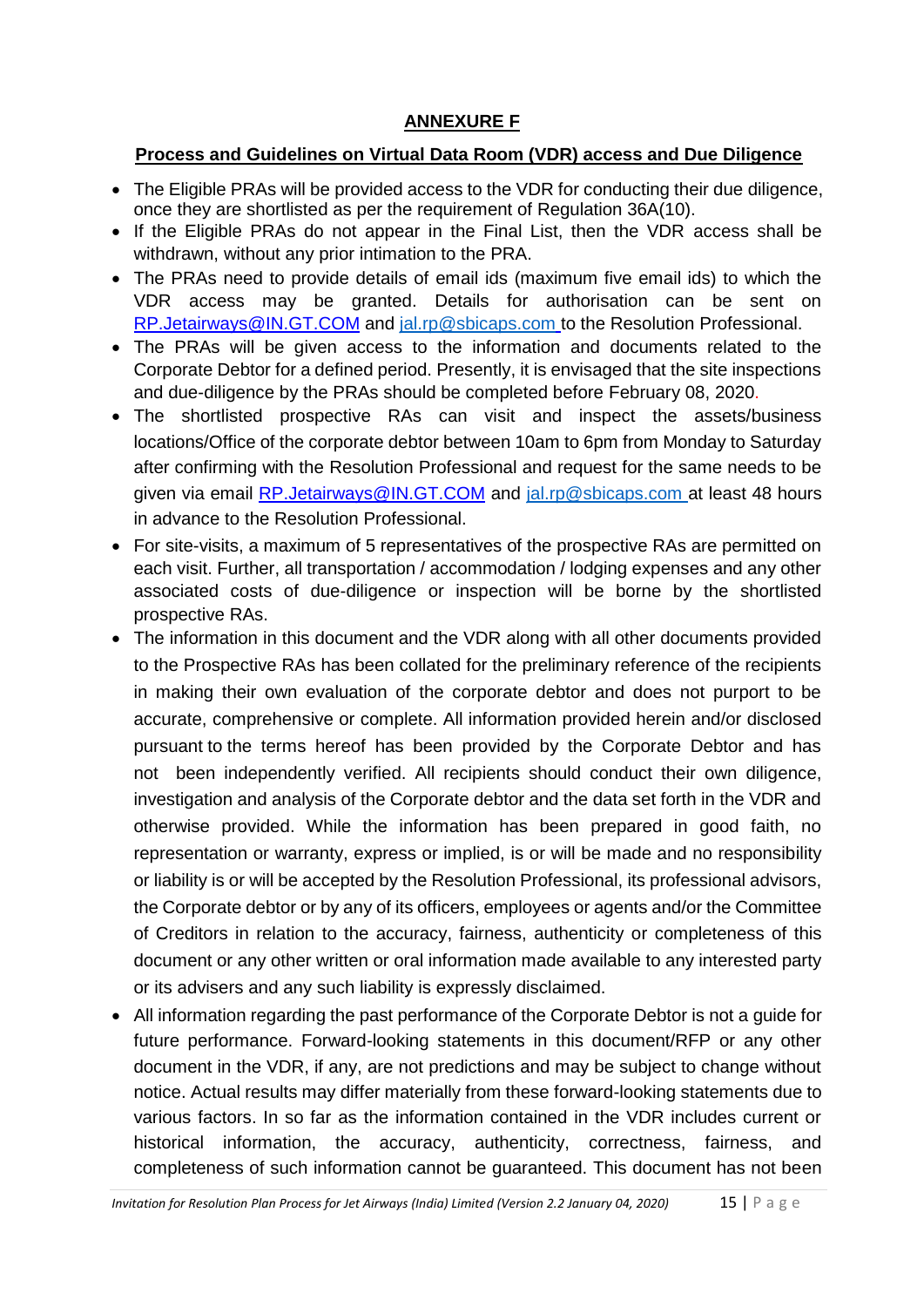**ANNEXURE F**

**Process and Guidelines on Virtual Data Room (VDR) access and Due Diligence**

- The Eligible PRAs will be provided access to the VDR for conducting their due diligence, once they are shortlisted as per the requirement of Regulation 36A(10).
- If the Eligible PRAs do not appear in the Final List, then the VDR access shall be withdrawn, without any prior intimation to the PRA.
- The PRAs need to provide details of email ids (maximum five email ids) to which the VDR access may be granted. Details for authorisation can be sent on RP.Jetairways@IN.GT.COM and jal.rp@sbicaps.com to the Resolution Professional.
- The PRAs will be given access to the information and documents related to the Corporate Debtor for a defined period. Presently, it is envisaged that the site inspections and due-diligence by the PRAs should be completed before February 08, 2020.
- The shortlisted prospective RAs can visit and inspect the assets/business locations/Office of the corporate debtor between 10am to 6pm from Monday to Saturday after confirming with the Resolution Professional and request for the same needs to be given via email RP.Jetairways@IN.GT.COM and jal.rp@sbicaps.com at least 48 hours in advance to the Resolution Professional.
- For site-visits, a maximum of 5 representatives of the prospective RAs are permitted on each visit. Further, all transportation / accommodation / lodging expenses and any other associated costs of due-diligence or inspection will be borne by the shortlisted prospective RAs.
- The information in this document and the VDR along with all other documents provided to the Prospective RAs has been collated for the preliminary reference of the recipients in making their own evaluation of the corporate debtor and does not purport to be accurate, comprehensive or complete. All information provided herein and/or disclosed pursuant to the terms hereof has been provided by the Corporate Debtor and has not been independently verified. All recipients should conduct their own diligence, investigation and analysis of the Corporate debtor and the data set forth in the VDR and otherwise provided. While the information has been prepared in good faith, no representation or warranty, express or implied, is or will be made and no responsibility or liability is or will be accepted by the Resolution Professional, its professional advisors, the Corporate debtor or by any of its officers, employees or agents and/or the Committee of Creditors in relation to the accuracy, fairness, authenticity or completeness of this document or any other written or oral information made available to any interested party or its advisers and any such liability is expressly disclaimed.
- All information regarding the past performance of the Corporate Debtor is not a guide for future performance. Forward-looking statements in this document/RFP or any other document in the VDR, if any, are not predictions and may be subject to change without notice. Actual results may differ materially from these forward-looking statements due to various factors. In so far as the information contained in the VDR includes current or historical information, the accuracy, authenticity, correctness, fairness, and completeness of such information cannot be guaranteed. This document has not been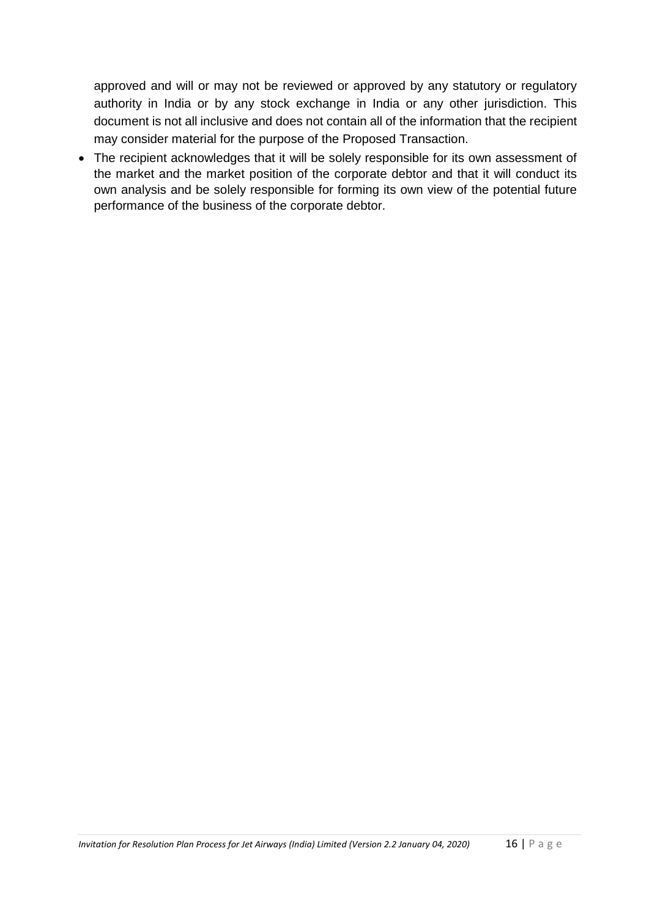approved and will or may not be reviewed or approved by any statutory or regulatory authority in India or by any stock exchange in India or any other jurisdiction. This document is not all inclusive and does not contain all of the information that the recipient may consider material for the purpose of the Proposed Transaction.

- The recipient acknowledges that it will be solely responsible for its own assessment of the market and the market position of the corporate debtor and that it will conduct its own analysis and be solely responsible for forming its own view of the potential future performance of the business of the corporate debtor.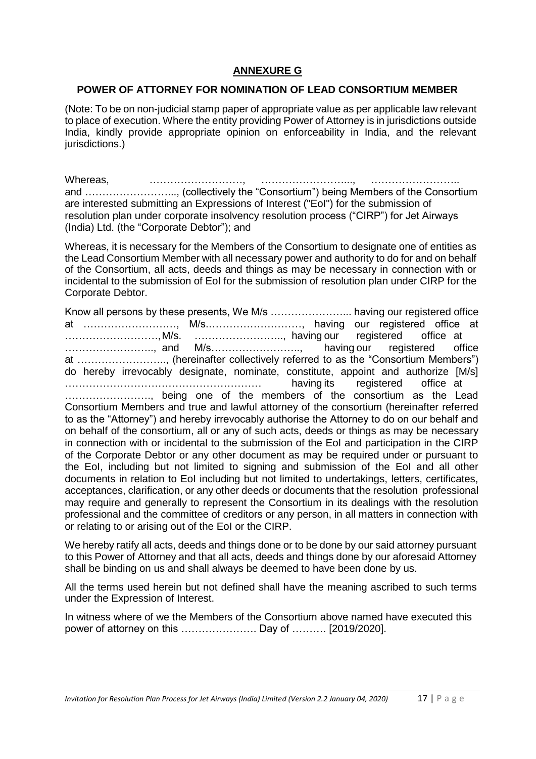## ANNEXURE G

### POWER OF ATTORNEY FOR NOMINATION OF LEAD CONSORTIUM MEMBER

(Note: To be on non-judicial stamp paper of appropriate value as per applicable law relevant to place of execution. Where the entity providing Power of Attorney is in jurisdictions outside India, kindly provide appropriate opinion on enforceability in India, and the relevant jurisdictions.)

Whereas, ………………………, ……………………..., …………………….. and ……………………..., (collectively the "Consortium") being Members of the Consortium are interested submitting an Expressions of Interest ("EoI") for the submission of resolution plan under corporate insolvency resolution process ("CIRP") for Jet Airways (India) Ltd. (the "Corporate Debtor"); and

Whereas, it is necessary for the Members of the Consortium to designate one of entities as the Lead Consortium Member with all necessary power and authority to do for and on behalf of the Consortium, all acts, deeds and things as may be necessary in connection with or incidental to the submission of EoI for the submission of resolution plan under CIRP for the Corporate Debtor.

Know all persons by these presents, We M/s …………………... having our registered office at ………………………, M/s.………………………, having our registered office at ………………………, M/s. …………………….., having our registered office at …………………….., and M/s…………………….., having our registered office at …………………….., (hereinafter collectively referred to as the "Consortium Members") do hereby irrevocably designate, nominate, constitute, appoint and authorize [M/s] ………………………………………………… having its registered office at ……………………., being one of the members of the consortium as the Lead Consortium Members and true and lawful attorney of the consortium (hereinafter referred to as the "Attorney") and hereby irrevocably authorise the Attorney to do on our behalf and on behalf of the consortium, all or any of such acts, deeds or things as may be necessary in connection with or incidental to the submission of the EoI and participation in the CIRP of the Corporate Debtor or any other document as may be required under or pursuant to the EoI, including but not limited to signing and submission of the EoI and all other documents in relation to EoI including but not limited to undertakings, letters, certificates, acceptances, clarification, or any other deeds or documents that the resolution professional may require and generally to represent the Consortium in its dealings with the resolution professional and the committee of creditors or any person, in all matters in connection with or relating to or arising out of the EoI or the CIRP.

We hereby ratify all acts, deeds and things done or to be done by our said attorney pursuant to this Power of Attorney and that all acts, deeds and things done by our aforesaid Attorney shall be binding on us and shall always be deemed to have been done by us.

All the terms used herein but not defined shall have the meaning ascribed to such terms under the Expression of Interest.

In witness where of we the Members of the Consortium above named have executed this power of attorney on this …………………. Day of ………. [2019/2020].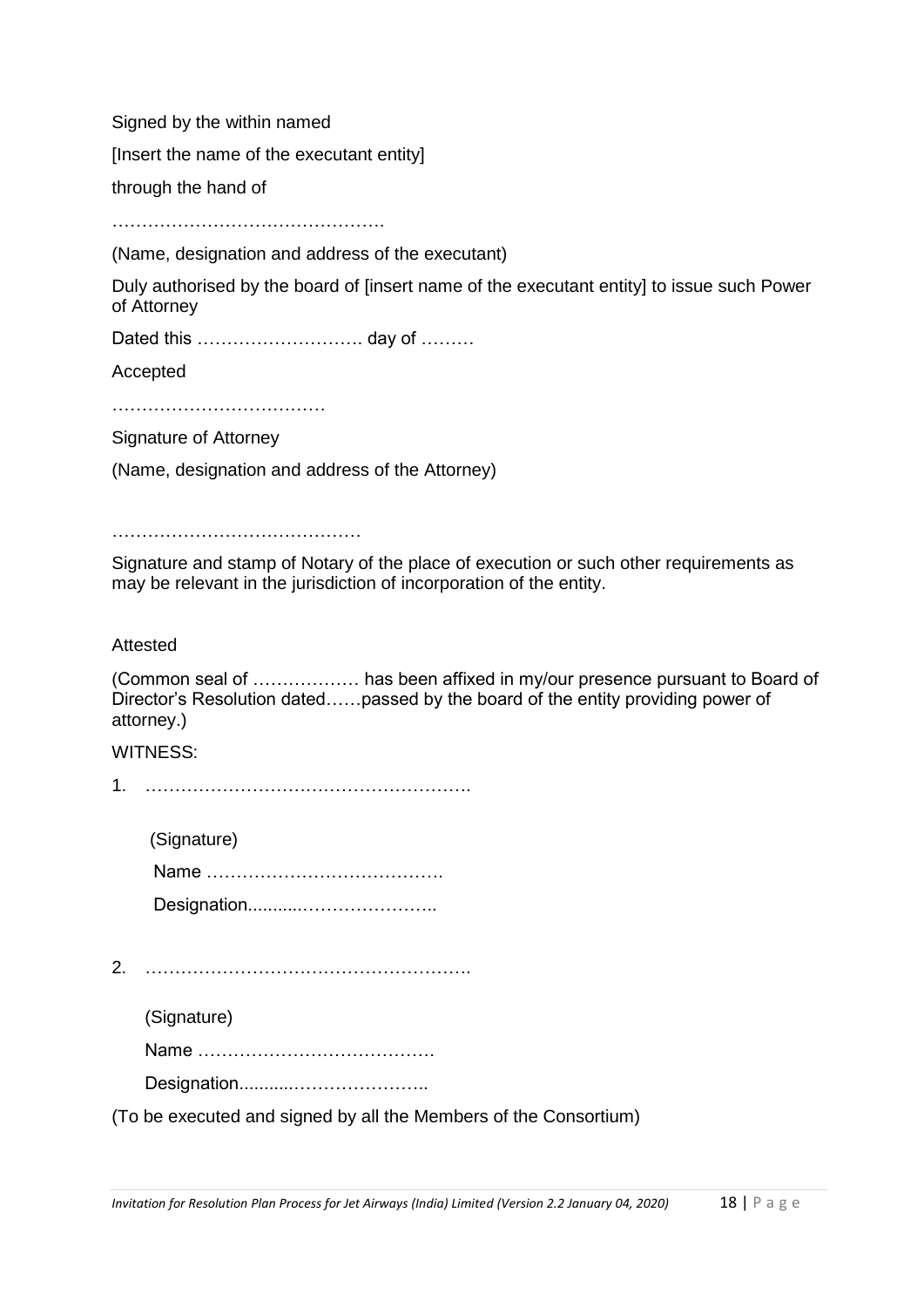Signed by the within named

[Insert the name of the executant entity]

through the hand of

……………………………………….

(Name, designation and address of the executant)

Duly authorised by the board of [insert name of the executant entity] to issue such Power of Attorney

Dated this ………………………. day of ………

Accepted

………………………………

Signature of Attorney

(Name, designation and address of the Attorney)

……………………………………

Signature and stamp of Notary of the place of execution or such other requirements as may be relevant in the jurisdiction of incorporation of the entity.

Attested

(Common seal of ……………… has been affixed in my/our presence pursuant to Board of Director's Resolution dated……passed by the board of the entity providing power of attorney.)

WITNESS:

1. ……………………………………………….

   (Signature)

   Name ………………………………….

   Designation...........…………………..

2. ……………………………………………….

   (Signature)

   Name ………………………………….

   Designation...........…………………..

(To be executed and signed by all the Members of the Consortium)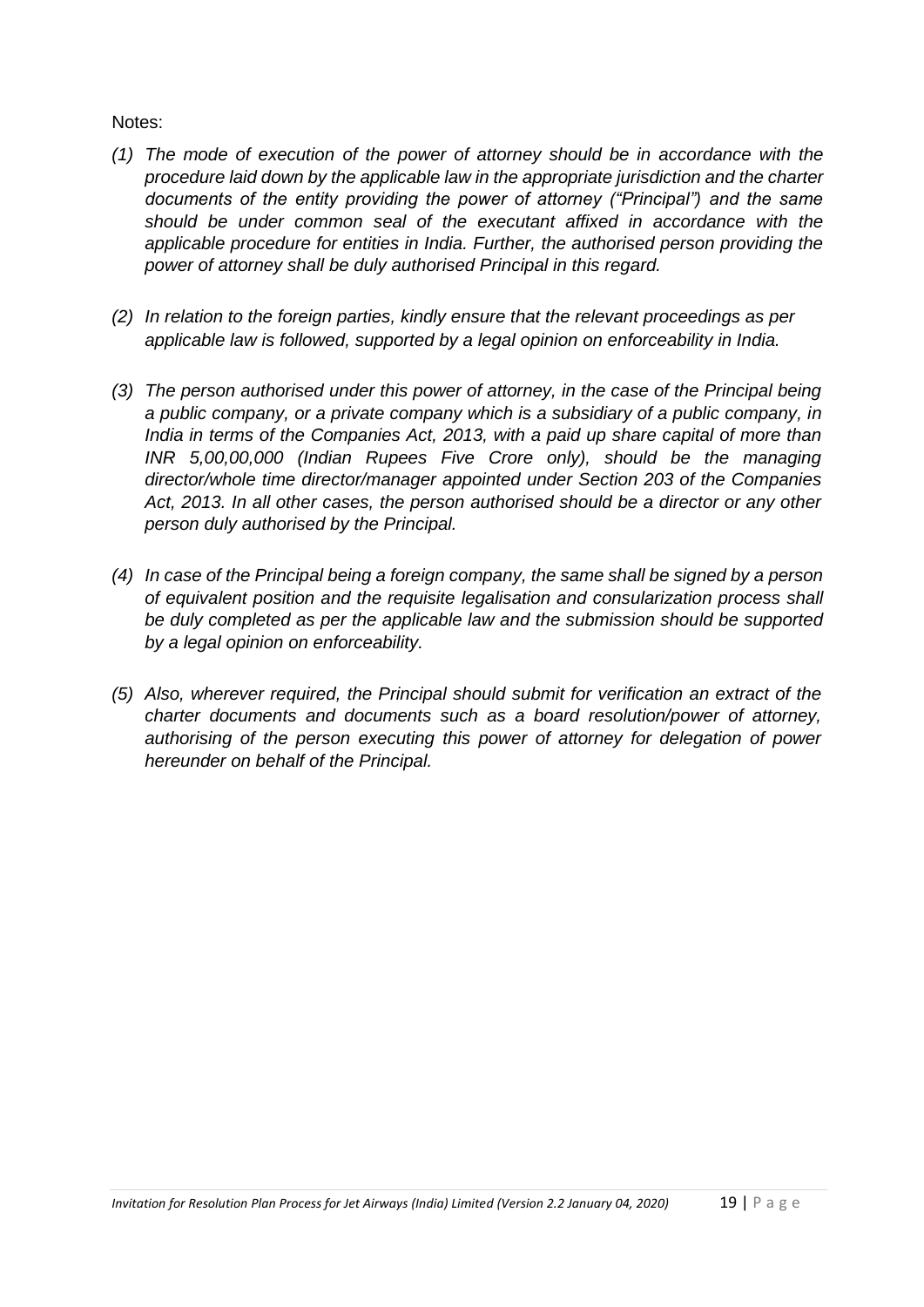Notes:

*(1) The mode of execution of the power of attorney should be in accordance with the procedure laid down by the applicable law in the appropriate jurisdiction and the charter documents of the entity providing the power of attorney ("Principal") and the same should be under common seal of the executant affixed in accordance with the applicable procedure for entities in India. Further, the authorised person providing the power of attorney shall be duly authorised Principal in this regard.*

*(2) In relation to the foreign parties, kindly ensure that the relevant proceedings as per applicable law is followed, supported by a legal opinion on enforceability in India.*

*(3) The person authorised under this power of attorney, in the case of the Principal being a public company, or a private company which is a subsidiary of a public company, in India in terms of the Companies Act, 2013, with a paid up share capital of more than INR 5,00,00,000 (Indian Rupees Five Crore only), should be the managing director/whole time director/manager appointed under Section 203 of the Companies Act, 2013. In all other cases, the person authorised should be a director or any other person duly authorised by the Principal.*

*(4) In case of the Principal being a foreign company, the same shall be signed by a person of equivalent position and the requisite legalisation and consularization process shall be duly completed as per the applicable law and the submission should be supported by a legal opinion on enforceability.*

*(5) Also, wherever required, the Principal should submit for verification an extract of the charter documents and documents such as a board resolution/power of attorney, authorising of the person executing this power of attorney for delegation of power hereunder on behalf of the Principal.*